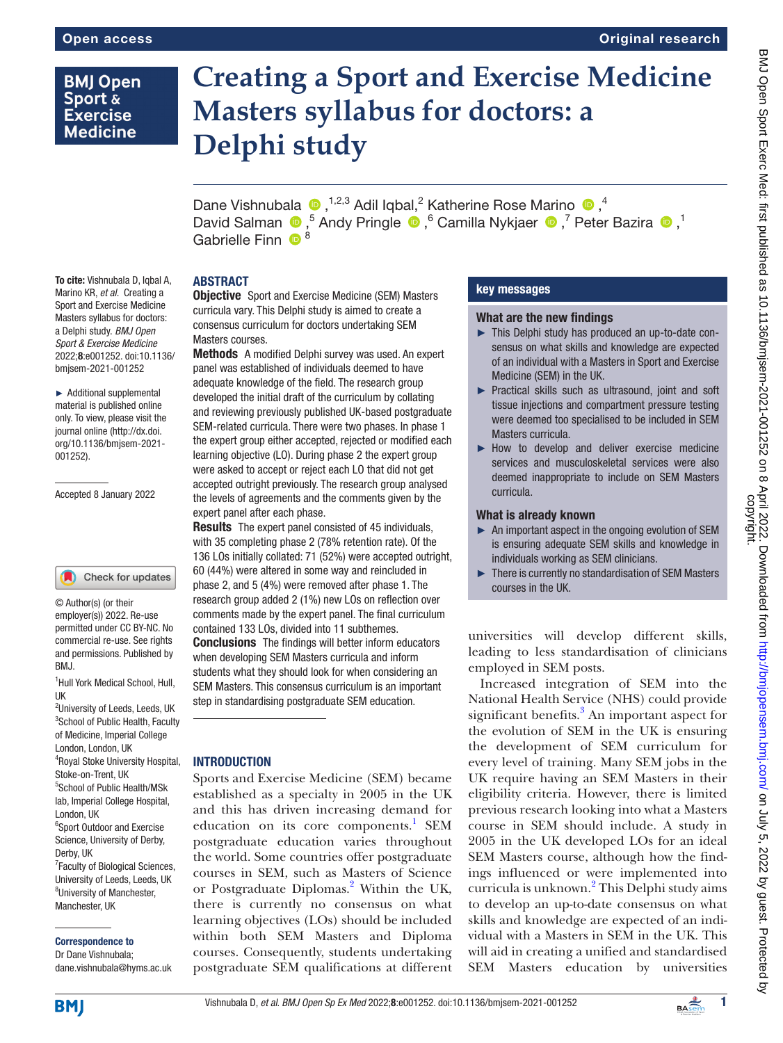Open access

Original research

# Creating a Sport and Exercise Medicine Masters syllabus for doctors: a Delphi study

Dane Vishnubala,[1,2,3] Adil Iqbal,[2] Katherine Rose Marino,[4] David Salman,[5] Andy Pringle,[6] Camilla Nykjaer,[7] Peter Bazira,[1] Gabrielle Finn[8]

**To cite:** Vishnubala D, Iqbal A, Marino KR, *et al*. Creating a Sport and Exercise Medicine Masters syllabus for doctors: a Delphi study. *BMJ Open Sport & Exercise Medicine* 2022;**8**:e001252. doi:10.1136/bmjsem-2021-001252

► Additional supplemental material is published online only. To view, please visit the journal online (http://dx.doi.org/10.1136/bmjsem-2021-001252).

Accepted 8 January 2022

© Author(s) (or their employer(s)) 2022. Re-use permitted under CC BY-NC. No commercial re-use. See rights and permissions. Published by BMJ.

[1]Hull York Medical School, Hull, UK
[2]University of Leeds, Leeds, UK
[3]School of Public Health, Faculty of Medicine, Imperial College London, London, UK
[4]Royal Stoke University Hospital, Stoke-on-Trent, UK
[5]School of Public Health/MSk lab, Imperial College Hospital, London, UK
[6]Sport Outdoor and Exercise Science, University of Derby, Derby, UK
[7]Faculty of Biological Sciences, University of Leeds, Leeds, UK
[8]University of Manchester, Manchester, UK

**Correspondence to**
Dr Dane Vishnubala; dane.vishnubala@hyms.ac.uk

## ABSTRACT

**Objective** Sport and Exercise Medicine (SEM) Masters curricula vary. This Delphi study is aimed to create a consensus curriculum for doctors undertaking SEM Masters courses.

**Methods** A modified Delphi survey was used. An expert panel was established of individuals deemed to have adequate knowledge of the field. The research group developed the initial draft of the curriculum by collating and reviewing previously published UK-based postgraduate SEM-related curricula. There were two phases. In phase 1 the expert group either accepted, rejected or modified each learning objective (LO). During phase 2 the expert group were asked to accept or reject each LO that did not get accepted outright previously. The research group analysed the levels of agreements and the comments given by the expert panel after each phase.

**Results** The expert panel consisted of 45 individuals, with 35 completing phase 2 (78% retention rate). Of the 136 LOs initially collated: 71 (52%) were accepted outright, 60 (44%) were altered in some way and reincluded in phase 2, and 5 (4%) were removed after phase 1. The research group added 2 (1%) new LOs on reflection over comments made by the expert panel. The final curriculum contained 133 LOs, divided into 11 subthemes.

**Conclusions** The findings will better inform educators when developing SEM Masters curricula and inform students what they should look for when considering an SEM Masters. This consensus curriculum is an important step in standardising postgraduate SEM education.

## key messages

### What are the new findings

► This Delphi study has produced an up-to-date consensus on what skills and knowledge are expected of an individual with a Masters in Sport and Exercise Medicine (SEM) in the UK.

► Practical skills such as ultrasound, joint and soft tissue injections and compartment pressure testing were deemed too specialised to be included in SEM Masters curricula.

► How to develop and deliver exercise medicine services and musculoskeletal services were also deemed inappropriate to include on SEM Masters curricula.

### What is already known

► An important aspect in the ongoing evolution of SEM is ensuring adequate SEM skills and knowledge in individuals working as SEM clinicians.

► There is currently no standardisation of SEM Masters courses in the UK.

## INTRODUCTION

Sports and Exercise Medicine (SEM) became established as a specialty in 2005 in the UK and this has driven increasing demand for education on its core components.[1] SEM postgraduate education varies throughout the world. Some countries offer postgraduate courses in SEM, such as Masters of Science or Postgraduate Diplomas.[2] Within the UK, there is currently no consensus on what learning objectives (LOs) should be included within both SEM Masters and Diploma courses. Consequently, students undertaking postgraduate SEM qualifications at different universities will develop different skills, leading to less standardisation of clinicians employed in SEM posts.

Increased integration of SEM into the National Health Service (NHS) could provide significant benefits.[3] An important aspect for the evolution of SEM in the UK is ensuring the development of SEM curriculum for every level of training. Many SEM jobs in the UK require having an SEM Masters in their eligibility criteria. However, there is limited previous research looking into what a Masters course in SEM should include. A study in 2005 in the UK developed LOs for an ideal SEM Masters course, although how the findings influenced or were implemented into curricula is unknown.[2] This Delphi study aims to develop an up-to-date consensus on what skills and knowledge are expected of an individual with a Masters in SEM in the UK. This will aid in creating a unified and standardised SEM Masters education by universities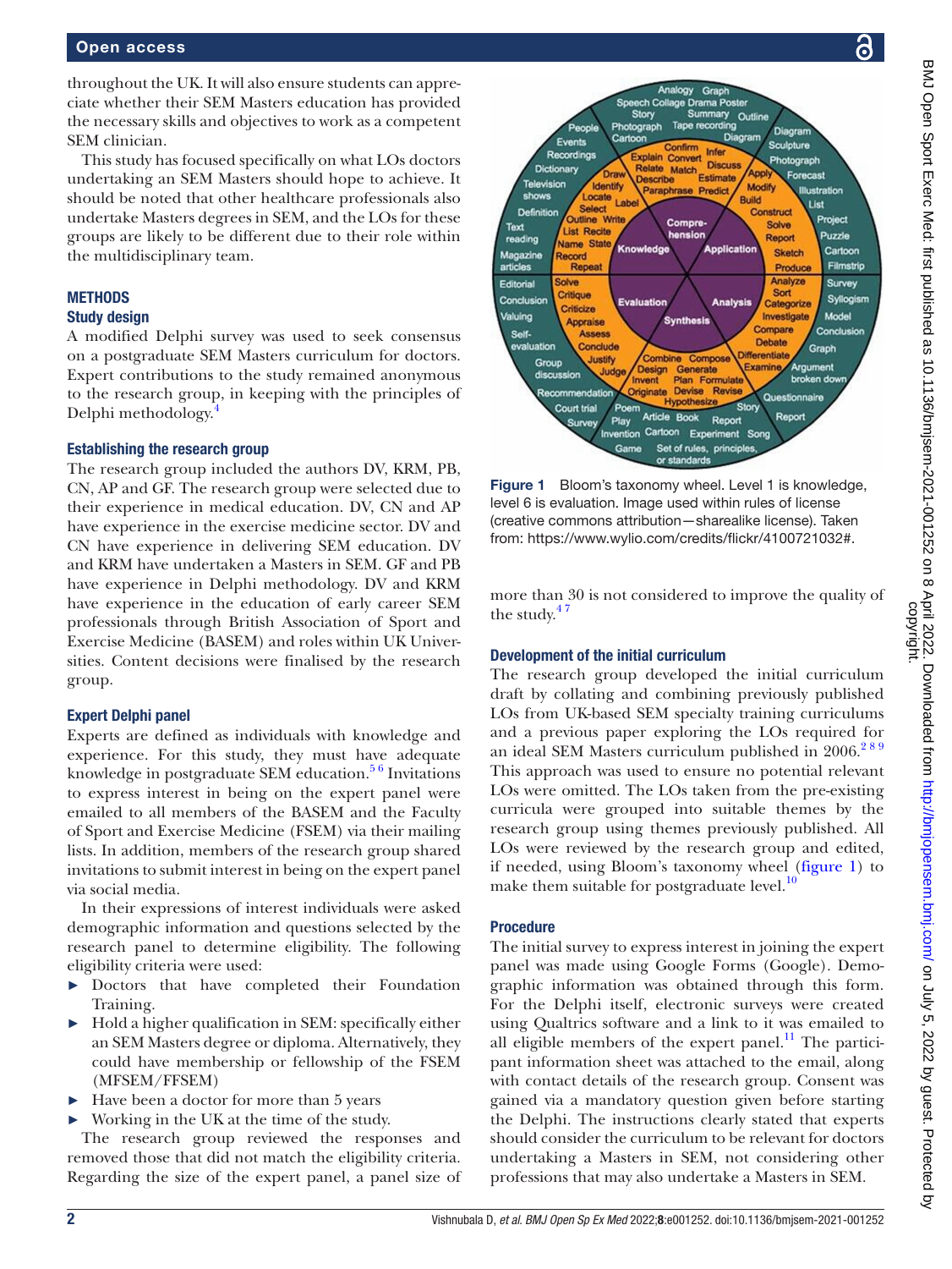throughout the UK. It will also ensure students can appreciate whether their SEM Masters education has provided the necessary skills and objectives to work as a competent SEM clinician.

This study has focused specifically on what LOs doctors undertaking an SEM Masters should hope to achieve. It should be noted that other healthcare professionals also undertake Masters degrees in SEM, and the LOs for these groups are likely to be different due to their role within the multidisciplinary team.

## METHODS

### Study design

A modified Delphi survey was used to seek consensus on a postgraduate SEM Masters curriculum for doctors. Expert contributions to the study remained anonymous to the research group, in keeping with the principles of Delphi methodology.[4]

### Establishing the research group

The research group included the authors DV, KRM, PB, CN, AP and GF. The research group were selected due to their experience in medical education. DV, CN and AP have experience in the exercise medicine sector. DV and CN have experience in delivering SEM education. DV and KRM have undertaken a Masters in SEM. GF and PB have experience in Delphi methodology. DV and KRM have experience in the education of early career SEM professionals through British Association of Sport and Exercise Medicine (BASEM) and roles within UK Universities. Content decisions were finalised by the research group.

### Expert Delphi panel

Experts are defined as individuals with knowledge and experience. For this study, they must have adequate knowledge in postgraduate SEM education.[5,6] Invitations to express interest in being on the expert panel were emailed to all members of the BASEM and the Faculty of Sport and Exercise Medicine (FSEM) via their mailing lists. In addition, members of the research group shared invitations to submit interest in being on the expert panel via social media.

In their expressions of interest individuals were asked demographic information and questions selected by the research panel to determine eligibility. The following eligibility criteria were used:

- Doctors that have completed their Foundation Training.
- Hold a higher qualification in SEM: specifically either an SEM Masters degree or diploma. Alternatively, they could have membership or fellowship of the FSEM (MFSEM/FFSEM)
- Have been a doctor for more than 5 years
- Working in the UK at the time of the study.

The research group reviewed the responses and removed those that did not match the eligibility criteria. Regarding the size of the expert panel, a panel size of more than 30 is not considered to improve the quality of the study.[4,7]

Figure 1 Bloom's taxonomy wheel. Level 1 is knowledge, level 6 is evaluation. Image used within rules of license (creative commons attribution—sharealike license). Taken from: https://www.wylio.com/credits/flickr/4100721032#.

### Development of the initial curriculum

The research group developed the initial curriculum draft by collating and combining previously published LOs from UK-based SEM specialty training curriculums and a previous paper exploring the LOs required for an ideal SEM Masters curriculum published in 2006.[2,8,9] This approach was used to ensure no potential relevant LOs were omitted. The LOs taken from the pre-existing curricula were grouped into suitable themes by the research group using themes previously published. All LOs were reviewed by the research group and edited, if needed, using Bloom's taxonomy wheel (figure 1) to make them suitable for postgraduate level.[10]

### Procedure

The initial survey to express interest in joining the expert panel was made using Google Forms (Google). Demographic information was obtained through this form. For the Delphi itself, electronic surveys were created using Qualtrics software and a link to it was emailed to all eligible members of the expert panel.[11] The participant information sheet was attached to the email, along with contact details of the research group. Consent was gained via a mandatory question given before starting the Delphi. The instructions clearly stated that experts should consider the curriculum to be relevant for doctors undertaking a Masters in SEM, not considering other professions that may also undertake a Masters in SEM.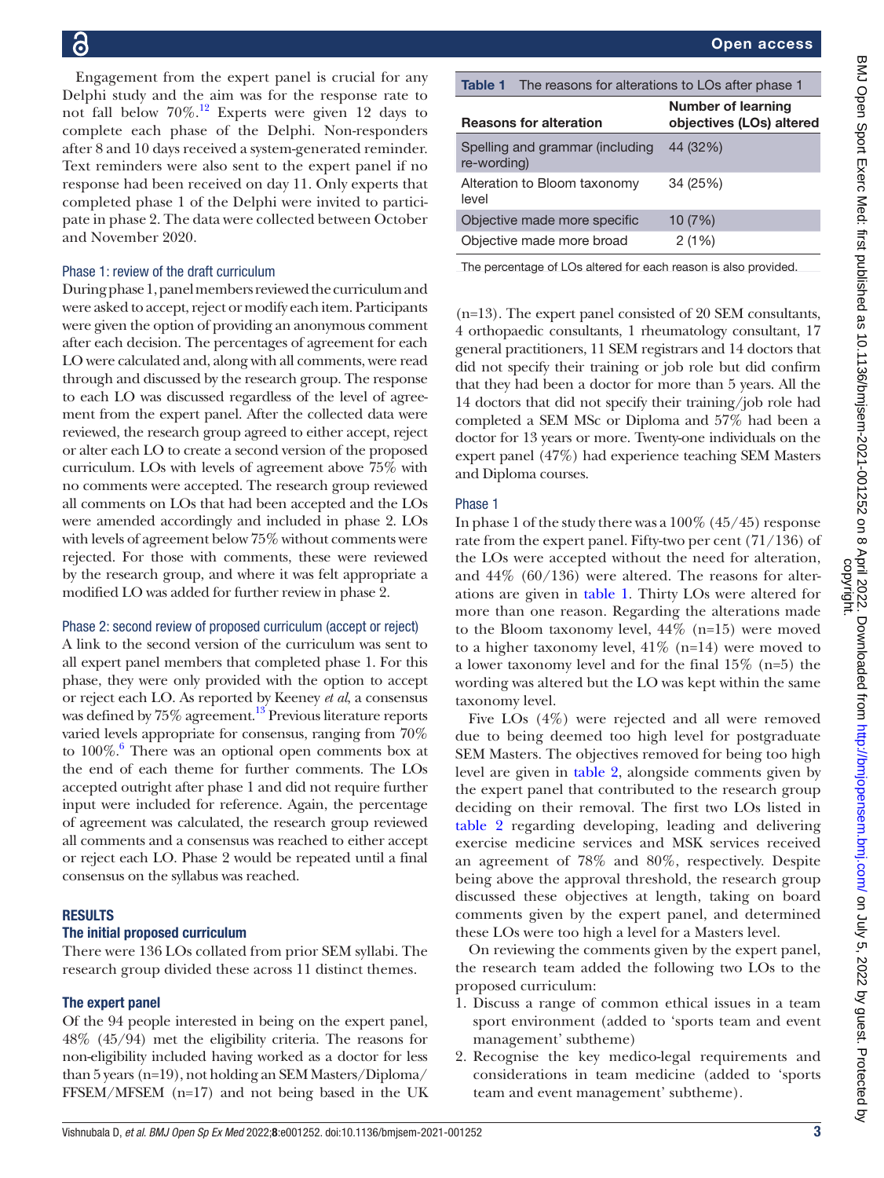Engagement from the expert panel is crucial for any Delphi study and the aim was for the response rate to not fall below 70%.[12] Experts were given 12 days to complete each phase of the Delphi. Non-responders after 8 and 10 days received a system-generated reminder. Text reminders were also sent to the expert panel if no response had been received on day 11. Only experts that completed phase 1 of the Delphi were invited to participate in phase 2. The data were collected between October and November 2020.

### Phase 1: review of the draft curriculum

During phase 1, panel members reviewed the curriculum and were asked to accept, reject or modify each item. Participants were given the option of providing an anonymous comment after each decision. The percentages of agreement for each LO were calculated and, along with all comments, were read through and discussed by the research group. The response to each LO was discussed regardless of the level of agreement from the expert panel. After the collected data were reviewed, the research group agreed to either accept, reject or alter each LO to create a second version of the proposed curriculum. LOs with levels of agreement above 75% with no comments were accepted. The research group reviewed all comments on LOs that had been accepted and the LOs were amended accordingly and included in phase 2. LOs with levels of agreement below 75% without comments were rejected. For those with comments, these were reviewed by the research group, and where it was felt appropriate a modified LO was added for further review in phase 2.

### Phase 2: second review of proposed curriculum (accept or reject)

A link to the second version of the curriculum was sent to all expert panel members that completed phase 1. For this phase, they were only provided with the option to accept or reject each LO. As reported by Keeney *et al*, a consensus was defined by 75% agreement.[13] Previous literature reports varied levels appropriate for consensus, ranging from 70% to 100%.[6] There was an optional open comments box at the end of each theme for further comments. The LOs accepted outright after phase 1 and did not require further input were included for reference. Again, the percentage of agreement was calculated, the research group reviewed all comments and a consensus was reached to either accept or reject each LO. Phase 2 would be repeated until a final consensus on the syllabus was reached.

## RESULTS

### The initial proposed curriculum

There were 136 LOs collated from prior SEM syllabi. The research group divided these across 11 distinct themes.

### The expert panel

Of the 94 people interested in being on the expert panel, 48% (45/94) met the eligibility criteria. The reasons for non-eligibility included having worked as a doctor for less than 5 years (n=19), not holding an SEM Masters/Diploma/FFSEM/MFSEM (n=17) and not being based in the UK (n=13). The expert panel consisted of 20 SEM consultants, 4 orthopaedic consultants, 1 rheumatology consultant, 17 general practitioners, 11 SEM registrars and 14 doctors that did not specify their training or job role but did confirm that they had been a doctor for more than 5 years. All the 14 doctors that did not specify their training/job role had completed a SEM MSc or Diploma and 57% had been a doctor for 13 years or more. Twenty-one individuals on the expert panel (47%) had experience teaching SEM Masters and Diploma courses.

**Table 1** The reasons for alterations to LOs after phase 1

| Reasons for alteration | Number of learning objectives (LOs) altered |
|---|---|
| Spelling and grammar (including re-wording) | 44 (32%) |
| Alteration to Bloom taxonomy level | 34 (25%) |
| Objective made more specific | 10 (7%) |
| Objective made more broad | 2 (1%) |

The percentage of LOs altered for each reason is also provided.

### Phase 1

In phase 1 of the study there was a 100% (45/45) response rate from the expert panel. Fifty-two per cent (71/136) of the LOs were accepted without the need for alteration, and 44% (60/136) were altered. The reasons for alterations are given in table 1. Thirty LOs were altered for more than one reason. Regarding the alterations made to the Bloom taxonomy level, 44% (n=15) were moved to a higher taxonomy level, 41% (n=14) were moved to a lower taxonomy level and for the final 15% (n=5) the wording was altered but the LO was kept within the same taxonomy level.

Five LOs (4%) were rejected and all were removed due to being deemed too high level for postgraduate SEM Masters. The objectives removed for being too high level are given in table 2, alongside comments given by the expert panel that contributed to the research group deciding on their removal. The first two LOs listed in table 2 regarding developing, leading and delivering exercise medicine services and MSK services received an agreement of 78% and 80%, respectively. Despite being above the approval threshold, the research group discussed these objectives at length, taking on board comments given by the expert panel, and determined these LOs were too high a level for a Masters level.

On reviewing the comments given by the expert panel, the research team added the following two LOs to the proposed curriculum:

1. Discuss a range of common ethical issues in a team sport environment (added to 'sports team and event management' subtheme)
2. Recognise the key medico-legal requirements and considerations in team medicine (added to 'sports team and event management' subtheme).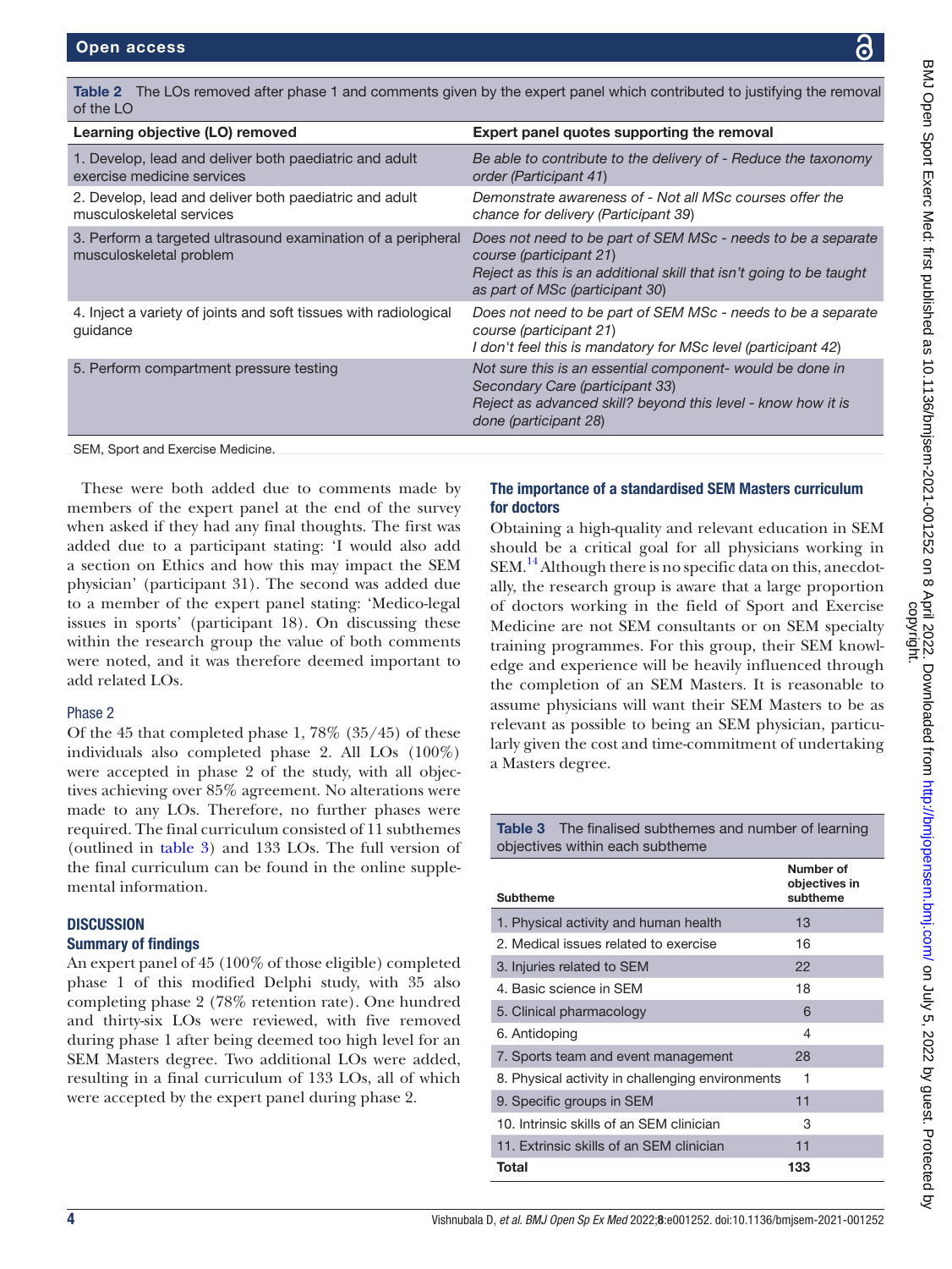**Table 2** The LOs removed after phase 1 and comments given by the expert panel which contributed to justifying the removal of the LO

| Learning objective (LO) removed | Expert panel quotes supporting the removal |
|---|---|
| 1. Develop, lead and deliver both paediatric and adult exercise medicine services | *Be able to contribute to the delivery of - Reduce the taxonomy order (Participant 41)* |
| 2. Develop, lead and deliver both paediatric and adult musculoskeletal services | *Demonstrate awareness of - Not all MSc courses offer the chance for delivery (Participant 39)* |
| 3. Perform a targeted ultrasound examination of a peripheral musculoskeletal problem | *Does not need to be part of SEM MSc - needs to be a separate course (participant 21)* *Reject as this is an additional skill that isn't going to be taught as part of MSc (participant 30)* |
| 4. Inject a variety of joints and soft tissues with radiological guidance | *Does not need to be part of SEM MSc - needs to be a separate course (participant 21)* *I don't feel this is mandatory for MSc level (participant 42)* |
| 5. Perform compartment pressure testing | *Not sure this is an essential component- would be done in Secondary Care (participant 33)* *Reject as advanced skill? beyond this level - know how it is done (participant 28)* |

SEM, Sport and Exercise Medicine.

These were both added due to comments made by members of the expert panel at the end of the survey when asked if they had any final thoughts. The first was added due to a participant stating: 'I would also add a section on Ethics and how this may impact the SEM physician' (participant 31). The second was added due to a member of the expert panel stating: 'Medico-legal issues in sports' (participant 18). On discussing these within the research group the value of both comments were noted, and it was therefore deemed important to add related LOs.

### Phase 2

Of the 45 that completed phase 1, 78% (35/45) of these individuals also completed phase 2. All LOs (100%) were accepted in phase 2 of the study, with all objectives achieving over 85% agreement. No alterations were made to any LOs. Therefore, no further phases were required. The final curriculum consisted of 11 subthemes (outlined in table 3) and 133 LOs. The full version of the final curriculum can be found in the online supplemental information.

## DISCUSSION

### Summary of findings

An expert panel of 45 (100% of those eligible) completed phase 1 of this modified Delphi study, with 35 also completing phase 2 (78% retention rate). One hundred and thirty-six LOs were reviewed, with five removed during phase 1 after being deemed too high level for an SEM Masters degree. Two additional LOs were added, resulting in a final curriculum of 133 LOs, all of which were accepted by the expert panel during phase 2.

### The importance of a standardised SEM Masters curriculum for doctors

Obtaining a high-quality and relevant education in SEM should be a critical goal for all physicians working in SEM.[14] Although there is no specific data on this, anecdotally, the research group is aware that a large proportion of doctors working in the field of Sport and Exercise Medicine are not SEM consultants or on SEM specialty training programmes. For this group, their SEM knowledge and experience will be heavily influenced through the completion of an SEM Masters. It is reasonable to assume physicians will want their SEM Masters to be as relevant as possible to being an SEM physician, particularly given the cost and time-commitment of undertaking a Masters degree.

**Table 3** The finalised subthemes and number of learning objectives within each subtheme

| Subtheme | Number of objectives in subtheme |
|---|---|
| 1. Physical activity and human health | 13 |
| 2. Medical issues related to exercise | 16 |
| 3. Injuries related to SEM | 22 |
| 4. Basic science in SEM | 18 |
| 5. Clinical pharmacology | 6 |
| 6. Antidoping | 4 |
| 7. Sports team and event management | 28 |
| 8. Physical activity in challenging environments | 1 |
| 9. Specific groups in SEM | 11 |
| 10. Intrinsic skills of an SEM clinician | 3 |
| 11. Extrinsic skills of an SEM clinician | 11 |
| **Total** | **133** |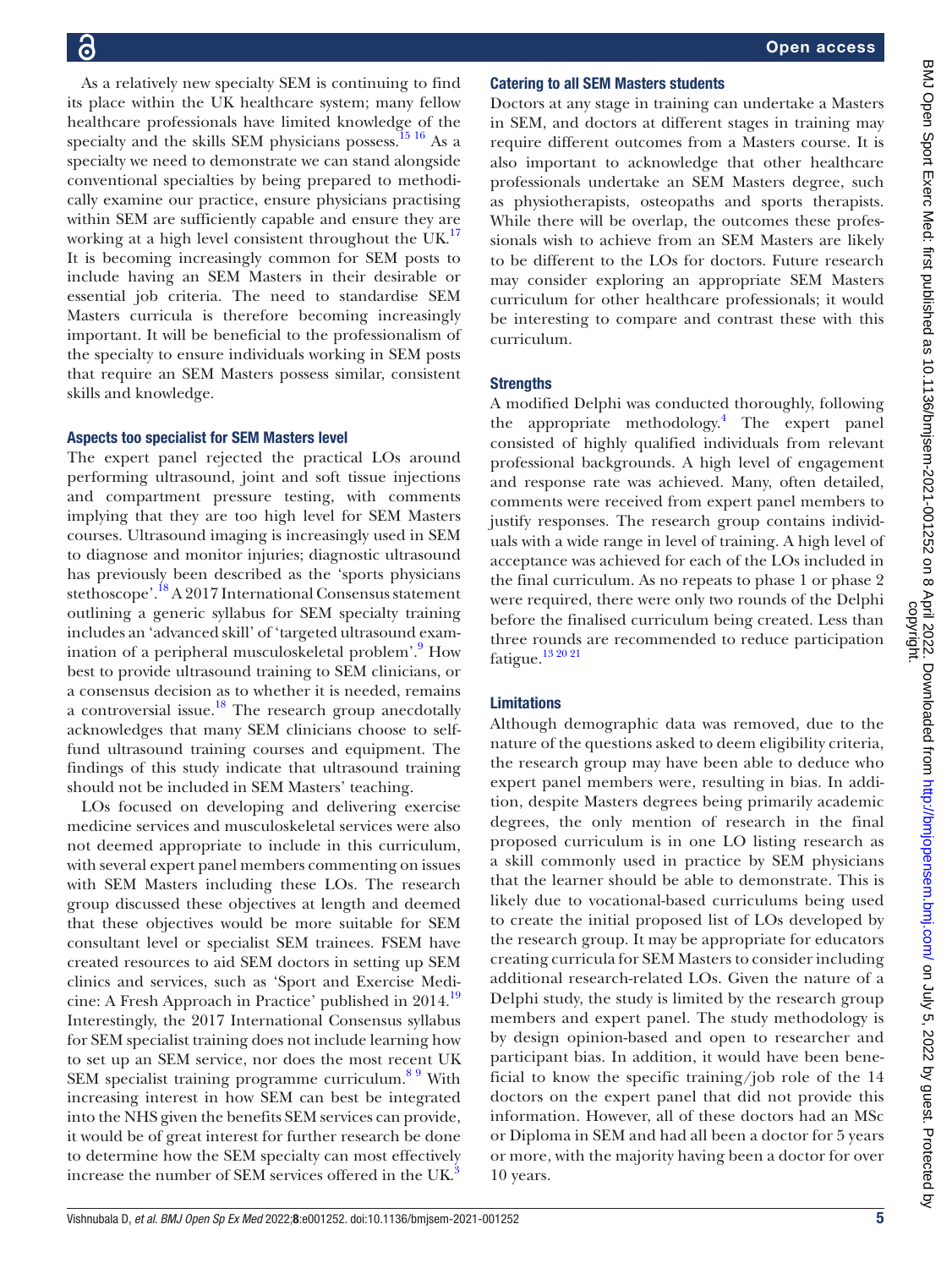As a relatively new specialty SEM is continuing to find its place within the UK healthcare system; many fellow healthcare professionals have limited knowledge of the specialty and the skills SEM physicians possess.[15,16] As a specialty we need to demonstrate we can stand alongside conventional specialties by being prepared to methodically examine our practice, ensure physicians practising within SEM are sufficiently capable and ensure they are working at a high level consistent throughout the UK.[17] It is becoming increasingly common for SEM posts to include having an SEM Masters in their desirable or essential job criteria. The need to standardise SEM Masters curricula is therefore becoming increasingly important. It will be beneficial to the professionalism of the specialty to ensure individuals working in SEM posts that require an SEM Masters possess similar, consistent skills and knowledge.

### Aspects too specialist for SEM Masters level

The expert panel rejected the practical LOs around performing ultrasound, joint and soft tissue injections and compartment pressure testing, with comments implying that they are too high level for SEM Masters courses. Ultrasound imaging is increasingly used in SEM to diagnose and monitor injuries; diagnostic ultrasound has previously been described as the 'sports physicians stethoscope'.[18] A 2017 International Consensus statement outlining a generic syllabus for SEM specialty training includes an 'advanced skill' of 'targeted ultrasound examination of a peripheral musculoskeletal problem'.[9] How best to provide ultrasound training to SEM clinicians, or a consensus decision as to whether it is needed, remains a controversial issue.[18] The research group anecdotally acknowledges that many SEM clinicians choose to self-fund ultrasound training courses and equipment. The findings of this study indicate that ultrasound training should not be included in SEM Masters' teaching.

LOs focused on developing and delivering exercise medicine services and musculoskeletal services were also not deemed appropriate to include in this curriculum, with several expert panel members commenting on issues with SEM Masters including these LOs. The research group discussed these objectives at length and deemed that these objectives would be more suitable for SEM consultant level or specialist SEM trainees. FSEM have created resources to aid SEM doctors in setting up SEM clinics and services, such as 'Sport and Exercise Medicine: A Fresh Approach in Practice' published in 2014.[19] Interestingly, the 2017 International Consensus syllabus for SEM specialist training does not include learning how to set up an SEM service, nor does the most recent UK SEM specialist training programme curriculum.[8,9] With increasing interest in how SEM can best be integrated into the NHS given the benefits SEM services can provide, it would be of great interest for further research be done to determine how the SEM specialty can most effectively increase the number of SEM services offered in the UK.[3]

### Catering to all SEM Masters students

Doctors at any stage in training can undertake a Masters in SEM, and doctors at different stages in training may require different outcomes from a Masters course. It is also important to acknowledge that other healthcare professionals undertake an SEM Masters degree, such as physiotherapists, osteopaths and sports therapists. While there will be overlap, the outcomes these professionals wish to achieve from an SEM Masters are likely to be different to the LOs for doctors. Future research may consider exploring an appropriate SEM Masters curriculum for other healthcare professionals; it would be interesting to compare and contrast these with this curriculum.

### Strengths

A modified Delphi was conducted thoroughly, following the appropriate methodology.[4] The expert panel consisted of highly qualified individuals from relevant professional backgrounds. A high level of engagement and response rate was achieved. Many, often detailed, comments were received from expert panel members to justify responses. The research group contains individuals with a wide range in level of training. A high level of acceptance was achieved for each of the LOs included in the final curriculum. As no repeats to phase 1 or phase 2 were required, there were only two rounds of the Delphi before the finalised curriculum being created. Less than three rounds are recommended to reduce participation fatigue.[13,20,21]

### Limitations

Although demographic data was removed, due to the nature of the questions asked to deem eligibility criteria, the research group may have been able to deduce who expert panel members were, resulting in bias. In addition, despite Masters degrees being primarily academic degrees, the only mention of research in the final proposed curriculum is in one LO listing research as a skill commonly used in practice by SEM physicians that the learner should be able to demonstrate. This is likely due to vocational-based curriculums being used to create the initial proposed list of LOs developed by the research group. It may be appropriate for educators creating curricula for SEM Masters to consider including additional research-related LOs. Given the nature of a Delphi study, the study is limited by the research group members and expert panel. The study methodology is by design opinion-based and open to researcher and participant bias. In addition, it would have been beneficial to know the specific training/job role of the 14 doctors on the expert panel that did not provide this information. However, all of these doctors had an MSc or Diploma in SEM and had all been a doctor for 5 years or more, with the majority having been a doctor for over 10 years.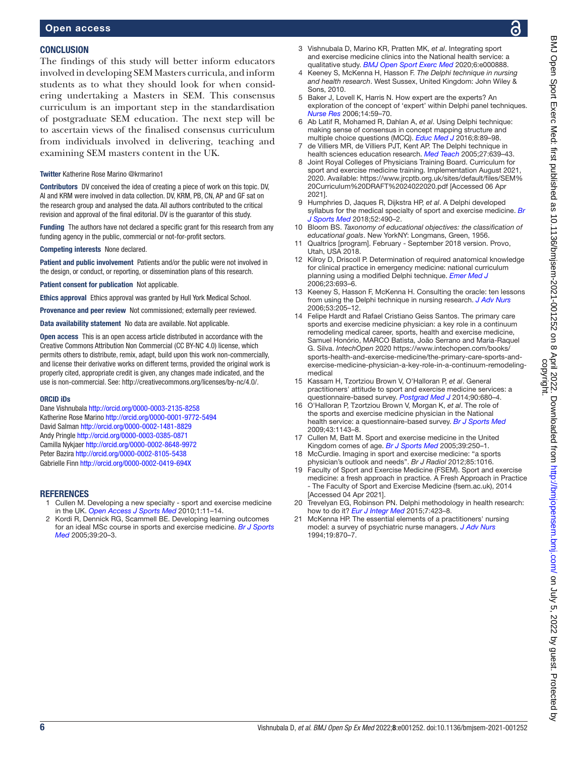## CONCLUSION

The findings of this study will better inform educators involved in developing SEM Masters curricula, and inform students as to what they should look for when considering undertaking a Masters in SEM. This consensus curriculum is an important step in the standardisation of postgraduate SEM education. The next step will be to ascertain views of the finalised consensus curriculum from individuals involved in delivering, teaching and examining SEM masters content in the UK.

**Twitter** Katherine Rose Marino @krmarino1

**Contributors** DV conceived the idea of creating a piece of work on this topic. DV, AI and KRM were involved in data collection. DV, KRM, PB, CN, AP and GF sat on the research group and analysed the data. All authors contributed to the critical revision and approval of the final editorial. DV is the guarantor of this study.

**Funding** The authors have not declared a specific grant for this research from any funding agency in the public, commercial or not-for-profit sectors.

**Competing interests** None declared.

**Patient and public involvement** Patients and/or the public were not involved in the design, or conduct, or reporting, or dissemination plans of this research.

**Patient consent for publication** Not applicable.

**Ethics approval** Ethics approval was granted by Hull York Medical School.

**Provenance and peer review** Not commissioned; externally peer reviewed.

**Data availability statement** No data are available. Not applicable.

**Open access** This is an open access article distributed in accordance with the Creative Commons Attribution Non Commercial (CC BY-NC 4.0) license, which permits others to distribute, remix, adapt, build upon this work non-commercially, and license their derivative works on different terms, provided the original work is properly cited, appropriate credit is given, any changes made indicated, and the use is non-commercial. See: http://creativecommons.org/licenses/by-nc/4.0/.

**ORCID iDs**

Dane Vishnubala http://orcid.org/0000-0003-2135-8258
Katherine Rose Marino http://orcid.org/0000-0001-9772-5494
David Salman http://orcid.org/0000-0002-1481-8829
Andy Pringle http://orcid.org/0000-0003-0385-0871
Camilla Nykjaer http://orcid.org/0000-0002-8648-9972
Peter Bazira http://orcid.org/0000-0002-8105-5438
Gabrielle Finn http://orcid.org/0000-0002-0419-694X

## REFERENCES

1. Cullen M. Developing a new specialty - sport and exercise medicine in the UK. *Open Access J Sports Med* 2010;1:11–14.
2. Kordi R, Dennick RG, Scammell BE. Developing learning outcomes for an ideal MSc course in sports and exercise medicine. *Br J Sports Med* 2005;39:20–3.
3. Vishnubala D, Marino KR, Pratten MK, *et al*. Integrating sport and exercise medicine clinics into the National health service: a qualitative study. *BMJ Open Sport Exerc Med* 2020;6:e000888.
4. Keeney S, McKenna H, Hasson F. *The Delphi technique in nursing and health research*. West Sussex, United Kingdom: John Wiley & Sons, 2010.
5. Baker J, Lovell K, Harris N. How expert are the experts? An exploration of the concept of 'expert' within Delphi panel techniques. *Nurse Res* 2006;14:59–70.
6. Ab Latif R, Mohamed R, Dahlan A, *et al*. Using Delphi technique: making sense of consensus in concept mapping structure and multiple choice questions (MCQ). *Educ Med J* 2016;8:89–98.
7. de Villiers MR, de Villiers PJT, Kent AP. The Delphi technique in health sciences education research. *Med Teach* 2005;27:639–43.
8. Joint Royal Colleges of Physicians Training Board. Curriculum for sport and exercise medicine training. Implementation August 2021, 2020. Available: https://www.jrcptb.org.uk/sites/default/files/SEM%20Curriculum%20DRAFT%2024022020.pdf [Accessed 06 Apr 2021].
9. Humphries D, Jaques R, Dijkstra HP, *et al*. A Delphi developed syllabus for the medical specialty of sport and exercise medicine. *Br J Sports Med* 2018;52:490–2.
10. Bloom BS. *Taxonomy of educational objectives: the classification of educational goals*. New YorkNY: Longmans, Green, 1956.
11. Qualtrics [program]. February - September 2018 version. Provo, Utah, USA 2018.
12. Kilroy D, Driscoll P. Determination of required anatomical knowledge for clinical practice in emergency medicine: national curriculum planning using a modified Delphi technique. *Emer Med J* 2006;23:693–6.
13. Keeney S, Hasson F, McKenna H. Consulting the oracle: ten lessons from using the Delphi technique in nursing research. *J Adv Nurs* 2006;53:205–12.
14. Felipe Hardt and Rafael Cristiano Geiss Santos. The primary care sports and exercise medicine physician: a key role in a continuum remodeling medical career, sports, health and exercise medicine, Samuel Honório, MARCO Batista, João Serrano and Maria-Raquel G. Silva. *IntechOpen* 2020 https://www.intechopen.com/books/sports-health-and-exercise-medicine/the-primary-care-sports-and-exercise-medicine-physician-a-key-role-in-a-continuum-remodeling-medical
15. Kassam H, Tzortziou Brown V, O'Halloran P, *et al*. General practitioners' attitude to sport and exercise medicine services: a questionnaire-based survey. *Postgrad Med J* 2014;90:680–4.
16. O'Halloran P, Tzortziou Brown V, Morgan K, *et al*. The role of the sports and exercise medicine physician in the National health service: a questionnaire-based survey. *Br J Sports Med* 2009;43:1143–8.
17. Cullen M, Batt M. Sport and exercise medicine in the United Kingdom comes of age. *Br J Sports Med* 2005;39:250–1.
18. McCurdie. Imaging in sport and exercise medicine: "a sports physician's outlook and needs". *Br J Radiol* 2012;85:1016.
19. Faculty of Sport and Exercise Medicine (FSEM). Sport and exercise medicine: a fresh approach in practice. A Fresh Approach in Practice - The Faculty of Sport and Exercise Medicine (fsem.ac.uk), 2014 [Accessed 04 Apr 2021].
20. Trevelyan EG, Robinson PN. Delphi methodology in health research: how to do it? *Eur J Integr Med* 2015;7:423–8.
21. McKenna HP. The essential elements of a practitioners' nursing model: a survey of psychiatric nurse managers. *J Adv Nurs* 1994;19:870–7.